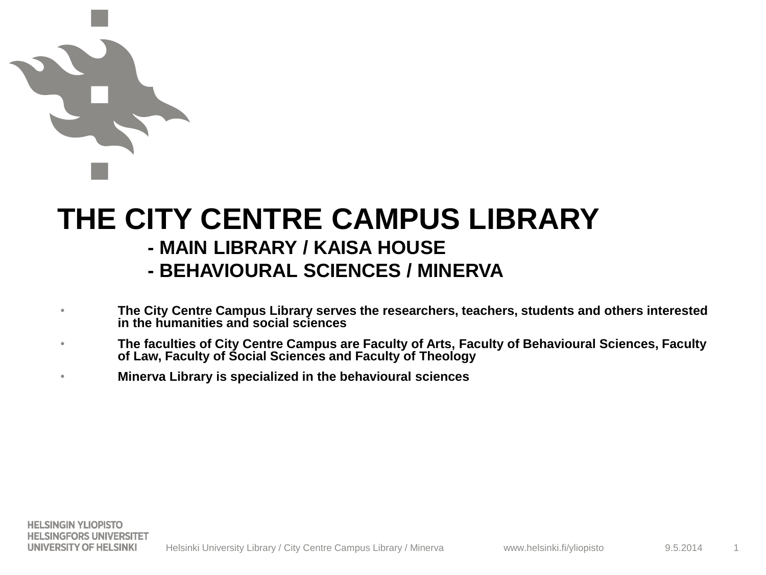# THE CITY CENTRE CAMPUS LIBRARY

## - MAIN LIBRARY / KAISA HOUSE

## - BEHAVIOURAL SCIENCES / MINERVA

- **The City Centre Campus Library serves the researchers, teachers, students and others interested in the humanities and social sciences**
- **The faculties of City Centre Campus are Faculty of Arts, Faculty of Behavioural Sciences, Faculty of Law, Faculty of Social Sciences and Faculty of Theology**
- **Minerva Library is specialized in the behavioural sciences**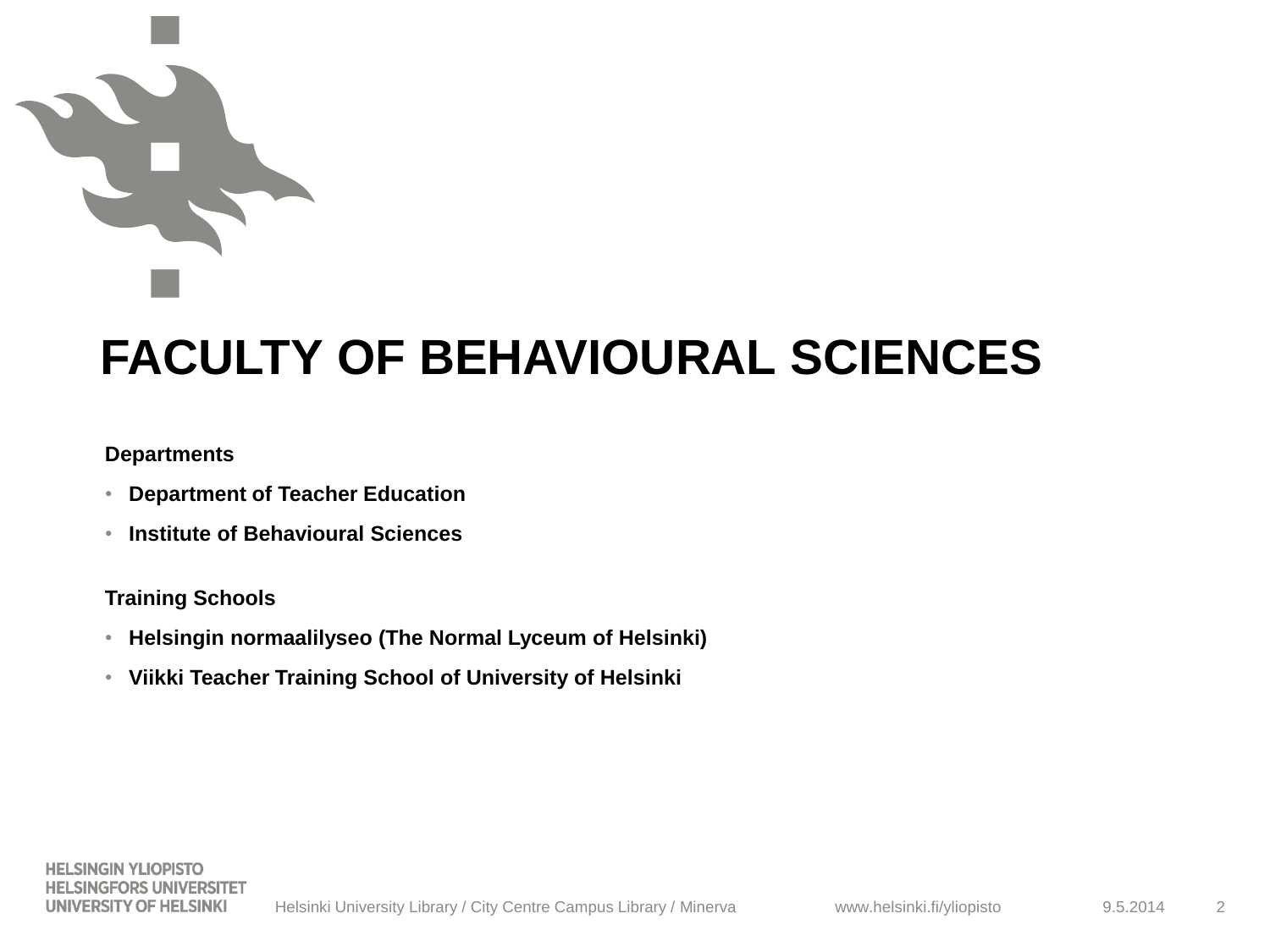# FACULTY OF BEHAVIOURAL SCIENCES

**Departments**

- **Department of Teacher Education**
- **Institute of Behavioural Sciences**

**Training Schools**

- **Helsingin normaalilyseo (The Normal Lyceum of Helsinki)**
- **Viikki Teacher Training School of University of Helsinki**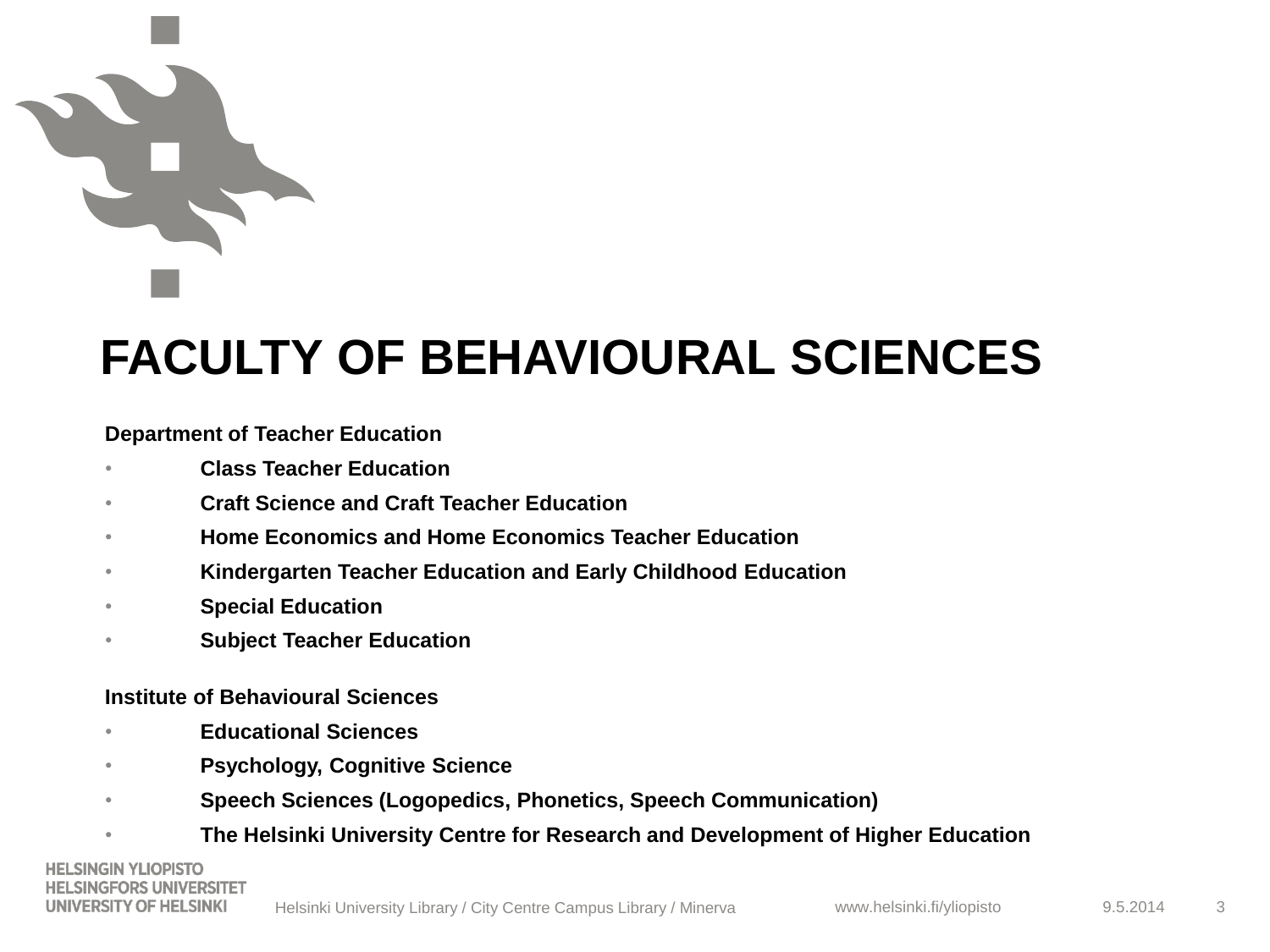# FACULTY OF BEHAVIOURAL SCIENCES

**Department of Teacher Education**

- **Class Teacher Education**
- **Craft Science and Craft Teacher Education**
- **Home Economics and Home Economics Teacher Education**
- **Kindergarten Teacher Education and Early Childhood Education**
- **Special Education**
- **Subject Teacher Education**

**Institute of Behavioural Sciences**

- **Educational Sciences**
- **Psychology, Cognitive Science**
- **Speech Sciences (Logopedics, Phonetics, Speech Communication)**
- **The Helsinki University Centre for Research and Development of Higher Education**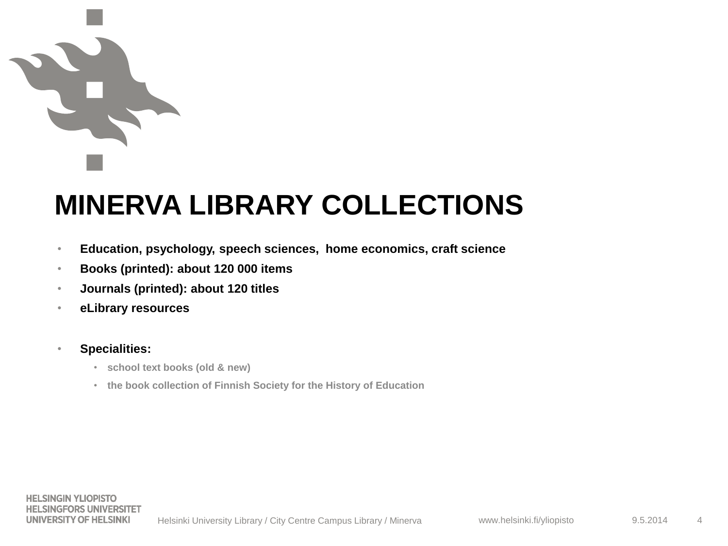# MINERVA LIBRARY COLLECTIONS

- **Education, psychology, speech sciences, home economics, craft science**
- **Books (printed): about 120 000 items**
- **Journals (printed): about 120 titles**
- **eLibrary resources**

- **Specialities:**
  - **school text books (old & new)**
  - **the book collection of Finnish Society for the History of Education**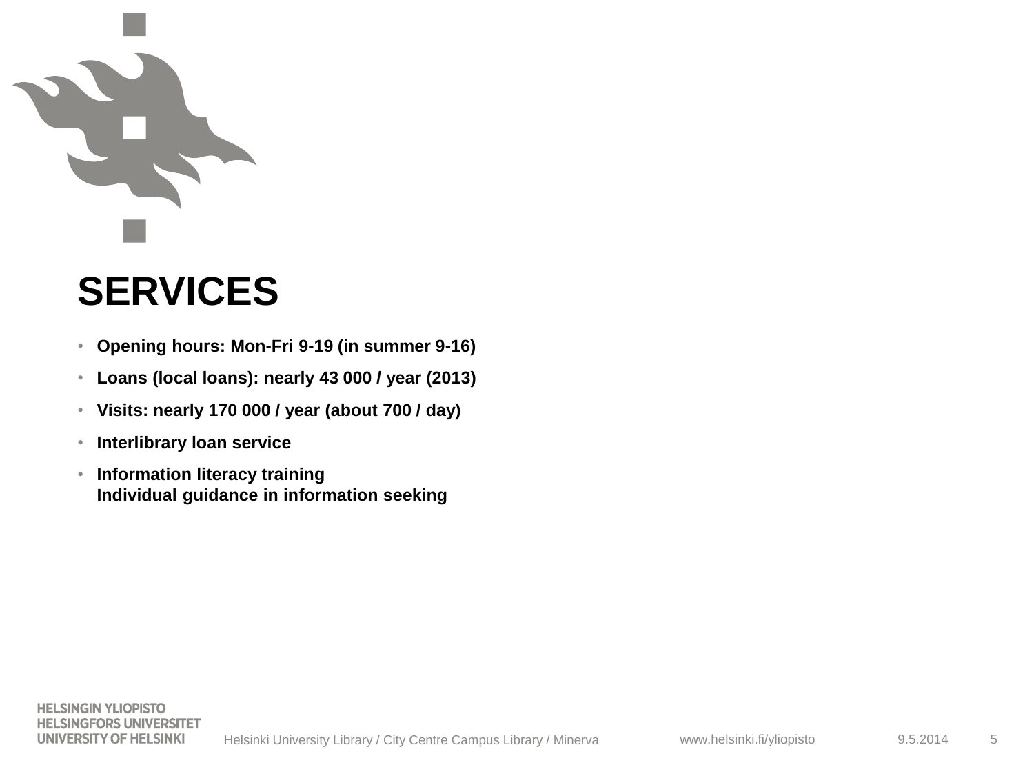# SERVICES

- **Opening hours: Mon-Fri 9-19 (in summer 9-16)**
- **Loans (local loans): nearly 43 000 / year (2013)**
- **Visits: nearly 170 000 / year (about 700 / day)**
- **Interlibrary loan service**
- **Information literacy training**
  **Individual guidance in information seeking**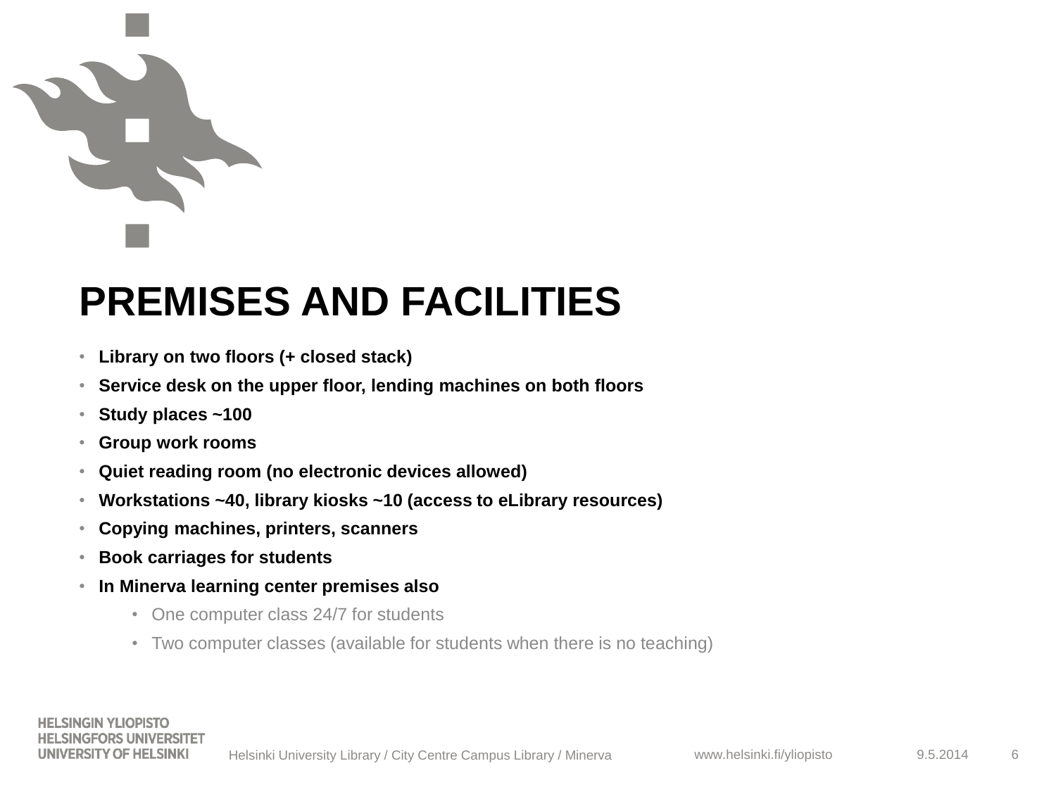# PREMISES AND FACILITIES

- **Library on two floors (+ closed stack)**
- **Service desk on the upper floor, lending machines on both floors**
- **Study places ~100**
- **Group work rooms**
- **Quiet reading room (no electronic devices allowed)**
- **Workstations ~40, library kiosks ~10 (access to eLibrary resources)**
- **Copying machines, printers, scanners**
- **Book carriages for students**
- **In Minerva learning center premises also**
  - One computer class 24/7 for students
  - Two computer classes (available for students when there is no teaching)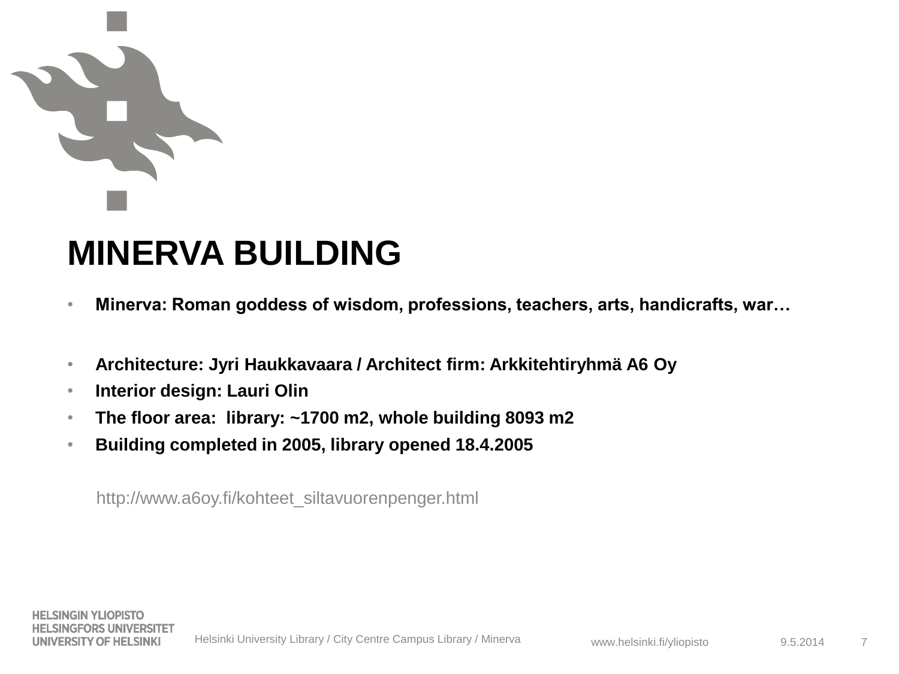# MINERVA BUILDING

- **Minerva: Roman goddess of wisdom, professions, teachers, arts, handicrafts, war…**

- **Architecture: Jyri Haukkavaara / Architect firm: Arkkitehtiryhmä A6 Oy**
- **Interior design: Lauri Olin**
- **The floor area: library: ~1700 m2, whole building 8093 m2**
- **Building completed in 2005, library opened 18.4.2005**

http://www.a6oy.fi/kohteet_siltavuorenpenger.html